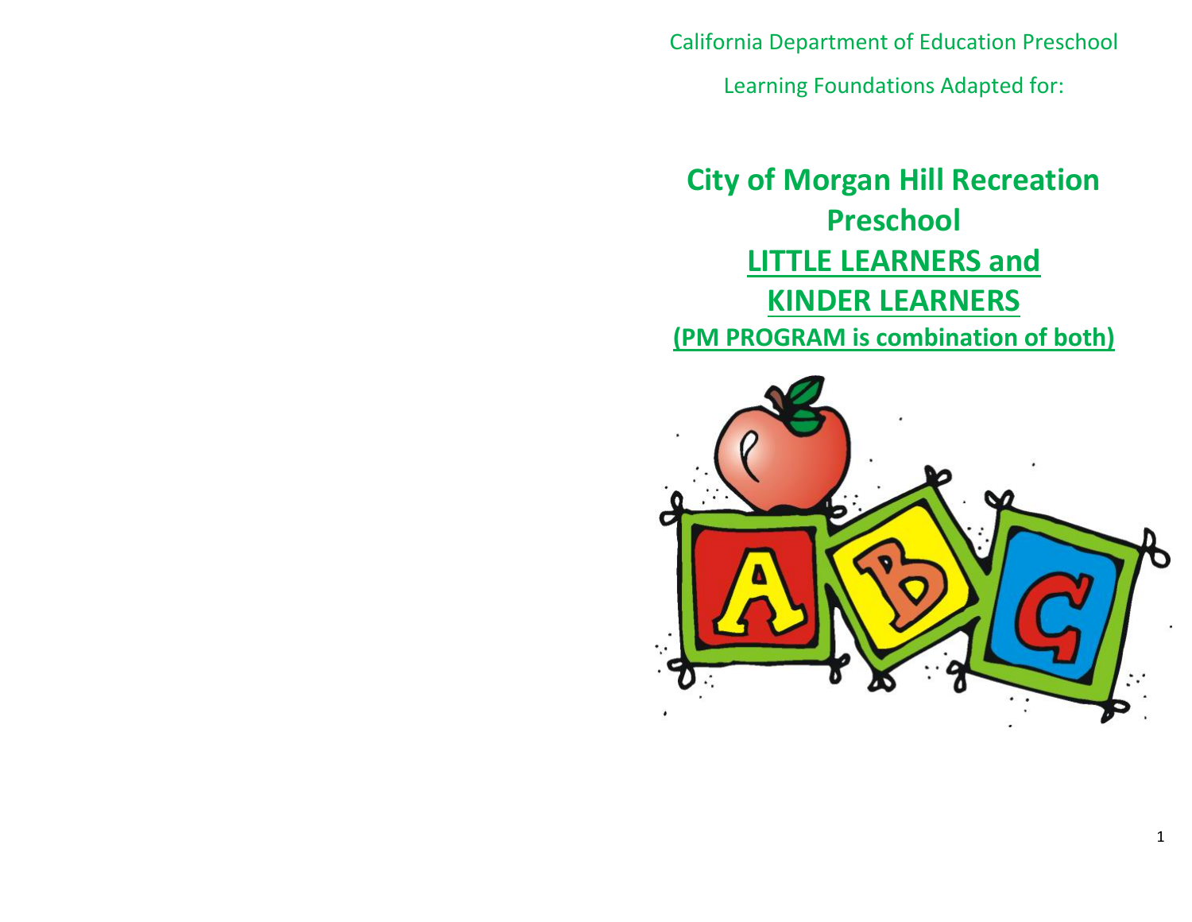California Department of Education Preschool

Learning Foundations Adapted for:

# City of Morgan Hill Recreation Preschool

## LITTLE LEARNERS and KINDER LEARNERS

**(PM PROGRAM is combination of both)**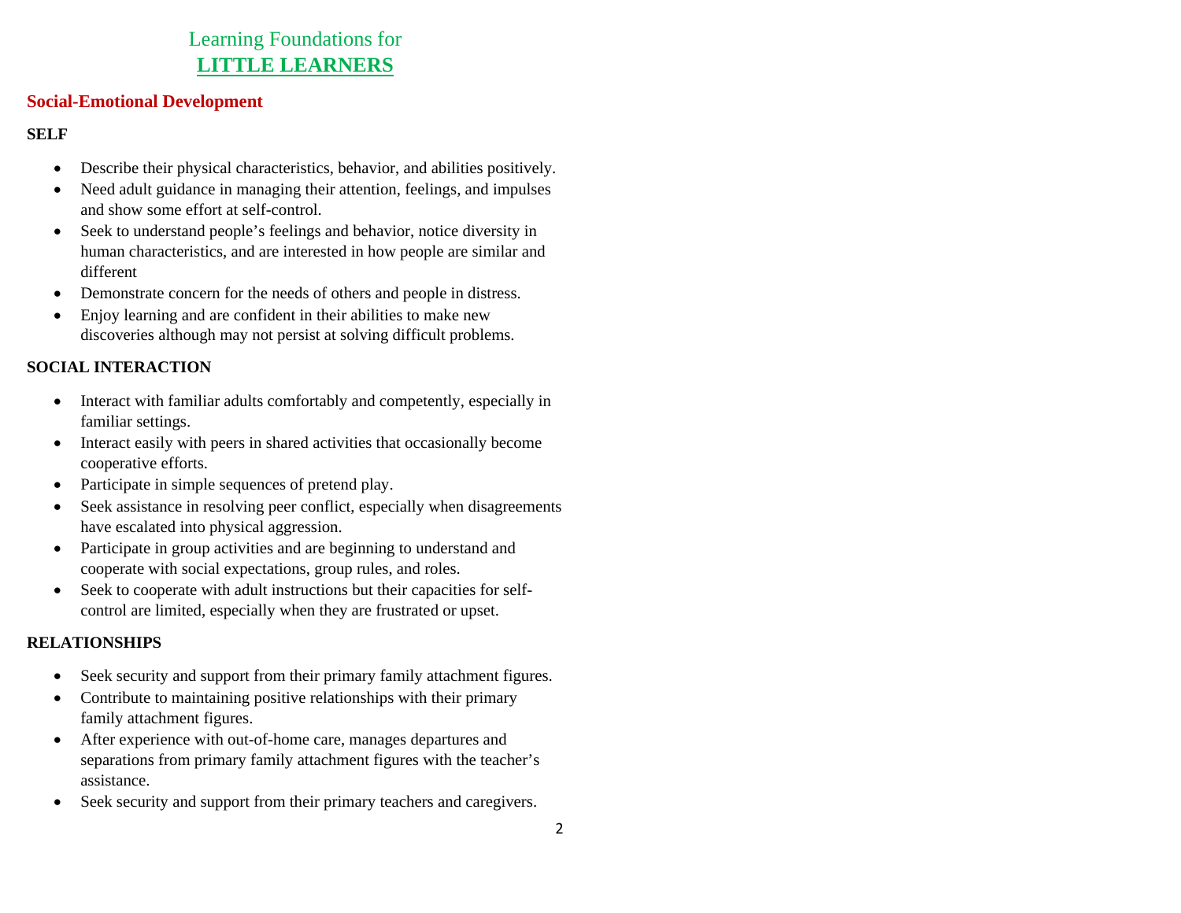# Learning Foundations for **LITTLE LEARNERS**

## Social-Emotional Development

### SELF

- Describe their physical characteristics, behavior, and abilities positively.
- Need adult guidance in managing their attention, feelings, and impulses and show some effort at self-control.
- Seek to understand people's feelings and behavior, notice diversity in human characteristics, and are interested in how people are similar and different
- Demonstrate concern for the needs of others and people in distress.
- Enjoy learning and are confident in their abilities to make new discoveries although may not persist at solving difficult problems.

### SOCIAL INTERACTION

- Interact with familiar adults comfortably and competently, especially in familiar settings.
- Interact easily with peers in shared activities that occasionally become cooperative efforts.
- Participate in simple sequences of pretend play.
- Seek assistance in resolving peer conflict, especially when disagreements have escalated into physical aggression.
- Participate in group activities and are beginning to understand and cooperate with social expectations, group rules, and roles.
- Seek to cooperate with adult instructions but their capacities for self-control are limited, especially when they are frustrated or upset.

### RELATIONSHIPS

- Seek security and support from their primary family attachment figures.
- Contribute to maintaining positive relationships with their primary family attachment figures.
- After experience with out-of-home care, manages departures and separations from primary family attachment figures with the teacher's assistance.
- Seek security and support from their primary teachers and caregivers.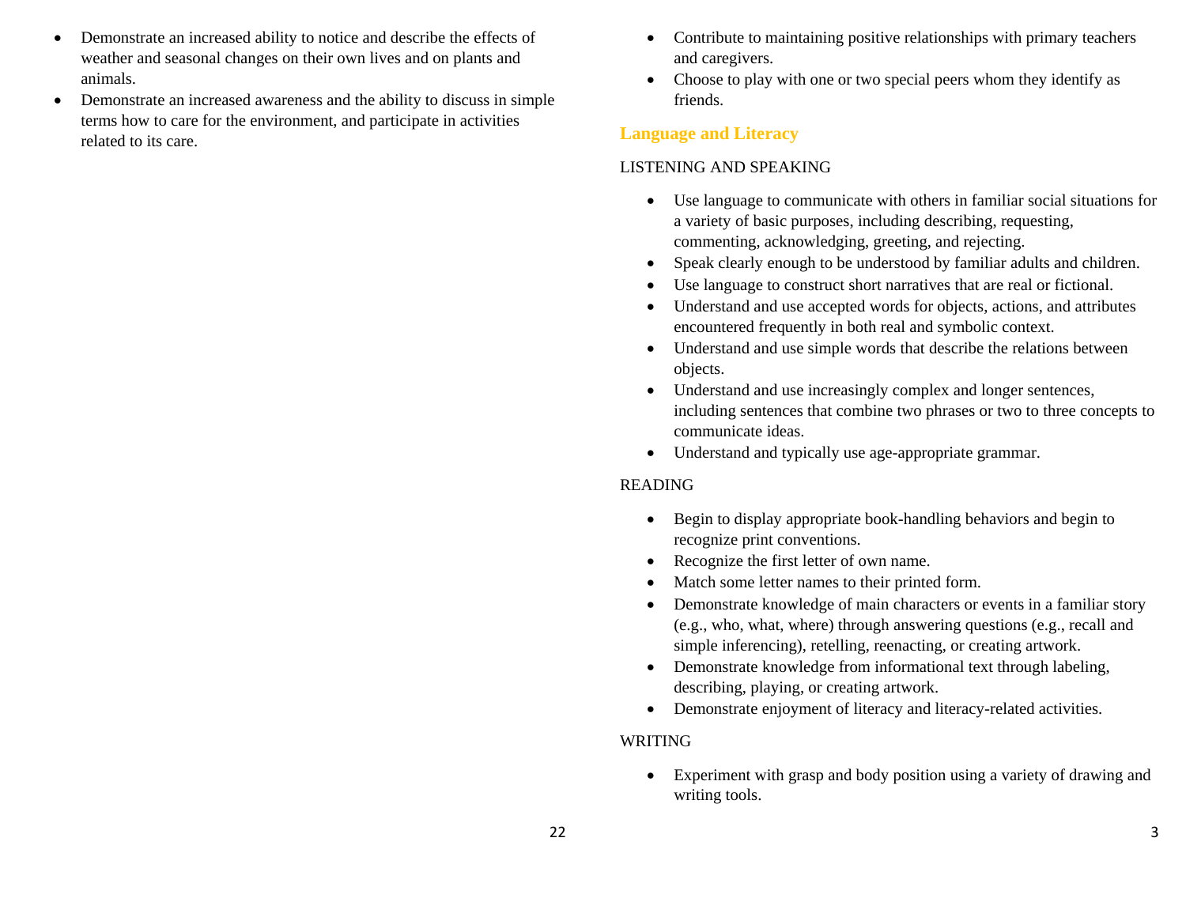- Demonstrate an increased ability to notice and describe the effects of weather and seasonal changes on their own lives and on plants and animals.
- Demonstrate an increased awareness and the ability to discuss in simple terms how to care for the environment, and participate in activities related to its care.

- Contribute to maintaining positive relationships with primary teachers and caregivers.
- Choose to play with one or two special peers whom they identify as friends.

## Language and Literacy

LISTENING AND SPEAKING

- Use language to communicate with others in familiar social situations for a variety of basic purposes, including describing, requesting, commenting, acknowledging, greeting, and rejecting.
- Speak clearly enough to be understood by familiar adults and children.
- Use language to construct short narratives that are real or fictional.
- Understand and use accepted words for objects, actions, and attributes encountered frequently in both real and symbolic context.
- Understand and use simple words that describe the relations between objects.
- Understand and use increasingly complex and longer sentences, including sentences that combine two phrases or two to three concepts to communicate ideas.
- Understand and typically use age-appropriate grammar.

READING

- Begin to display appropriate book-handling behaviors and begin to recognize print conventions.
- Recognize the first letter of own name.
- Match some letter names to their printed form.
- Demonstrate knowledge of main characters or events in a familiar story (e.g., who, what, where) through answering questions (e.g., recall and simple inferencing), retelling, reenacting, or creating artwork.
- Demonstrate knowledge from informational text through labeling, describing, playing, or creating artwork.
- Demonstrate enjoyment of literacy and literacy-related activities.

WRITING

- Experiment with grasp and body position using a variety of drawing and writing tools.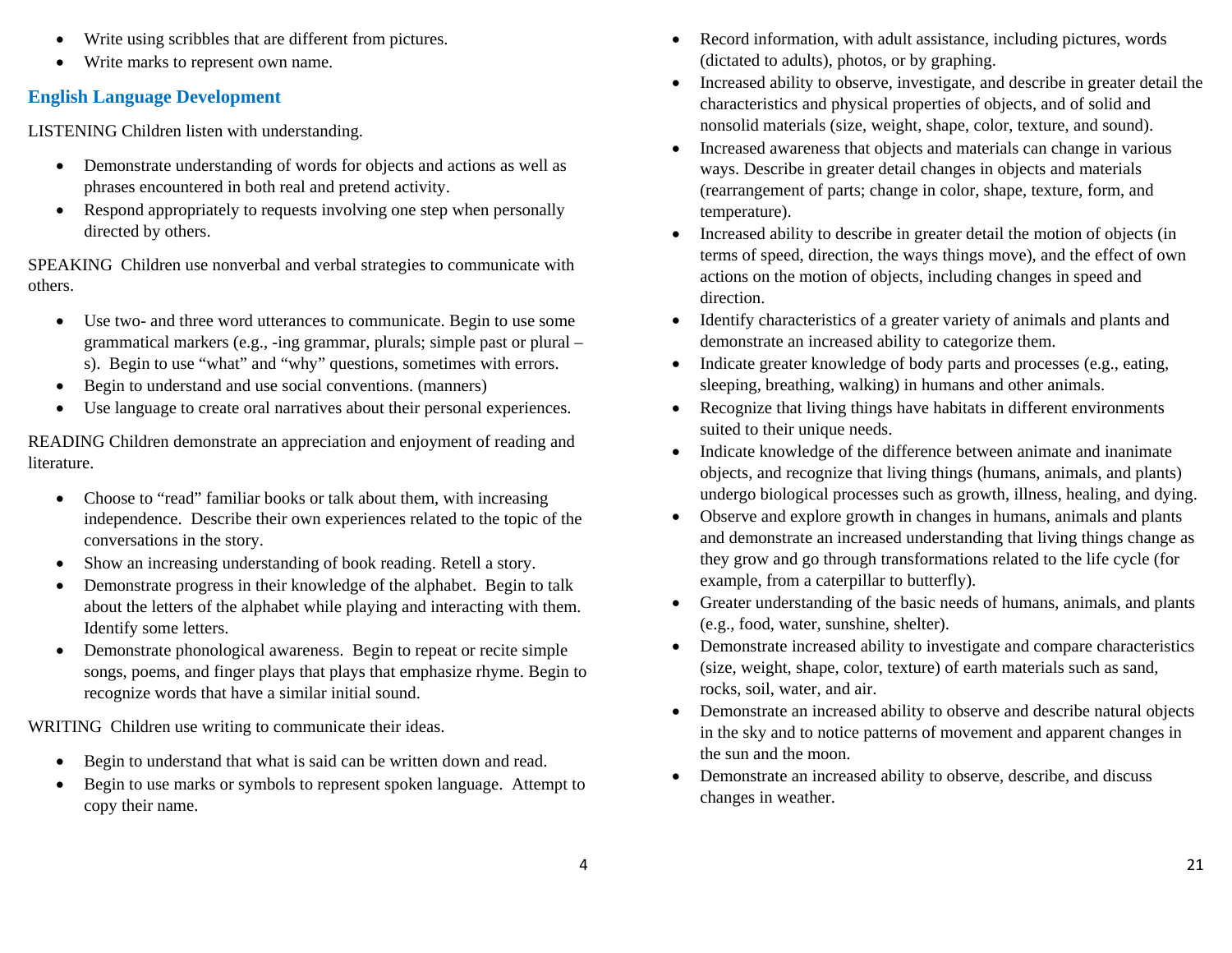- Write using scribbles that are different from pictures.
- Write marks to represent own name.

## English Language Development

LISTENING Children listen with understanding.

- Demonstrate understanding of words for objects and actions as well as phrases encountered in both real and pretend activity.
- Respond appropriately to requests involving one step when personally directed by others.

SPEAKING Children use nonverbal and verbal strategies to communicate with others.

- Use two- and three word utterances to communicate. Begin to use some grammatical markers (e.g., -ing grammar, plurals; simple past or plural –s). Begin to use "what" and "why" questions, sometimes with errors.
- Begin to understand and use social conventions. (manners)
- Use language to create oral narratives about their personal experiences.

READING Children demonstrate an appreciation and enjoyment of reading and literature.

- Choose to "read" familiar books or talk about them, with increasing independence. Describe their own experiences related to the topic of the conversations in the story.
- Show an increasing understanding of book reading. Retell a story.
- Demonstrate progress in their knowledge of the alphabet. Begin to talk about the letters of the alphabet while playing and interacting with them. Identify some letters.
- Demonstrate phonological awareness. Begin to repeat or recite simple songs, poems, and finger plays that plays that emphasize rhyme. Begin to recognize words that have a similar initial sound.

WRITING Children use writing to communicate their ideas.

- Begin to understand that what is said can be written down and read.
- Begin to use marks or symbols to represent spoken language. Attempt to copy their name.

- Record information, with adult assistance, including pictures, words (dictated to adults), photos, or by graphing.
- Increased ability to observe, investigate, and describe in greater detail the characteristics and physical properties of objects, and of solid and nonsolid materials (size, weight, shape, color, texture, and sound).
- Increased awareness that objects and materials can change in various ways. Describe in greater detail changes in objects and materials (rearrangement of parts; change in color, shape, texture, form, and temperature).
- Increased ability to describe in greater detail the motion of objects (in terms of speed, direction, the ways things move), and the effect of own actions on the motion of objects, including changes in speed and direction.
- Identify characteristics of a greater variety of animals and plants and demonstrate an increased ability to categorize them.
- Indicate greater knowledge of body parts and processes (e.g., eating, sleeping, breathing, walking) in humans and other animals.
- Recognize that living things have habitats in different environments suited to their unique needs.
- Indicate knowledge of the difference between animate and inanimate objects, and recognize that living things (humans, animals, and plants) undergo biological processes such as growth, illness, healing, and dying.
- Observe and explore growth in changes in humans, animals and plants and demonstrate an increased understanding that living things change as they grow and go through transformations related to the life cycle (for example, from a caterpillar to butterfly).
- Greater understanding of the basic needs of humans, animals, and plants (e.g., food, water, sunshine, shelter).
- Demonstrate increased ability to investigate and compare characteristics (size, weight, shape, color, texture) of earth materials such as sand, rocks, soil, water, and air.
- Demonstrate an increased ability to observe and describe natural objects in the sky and to notice patterns of movement and apparent changes in the sun and the moon.
- Demonstrate an increased ability to observe, describe, and discuss changes in weather.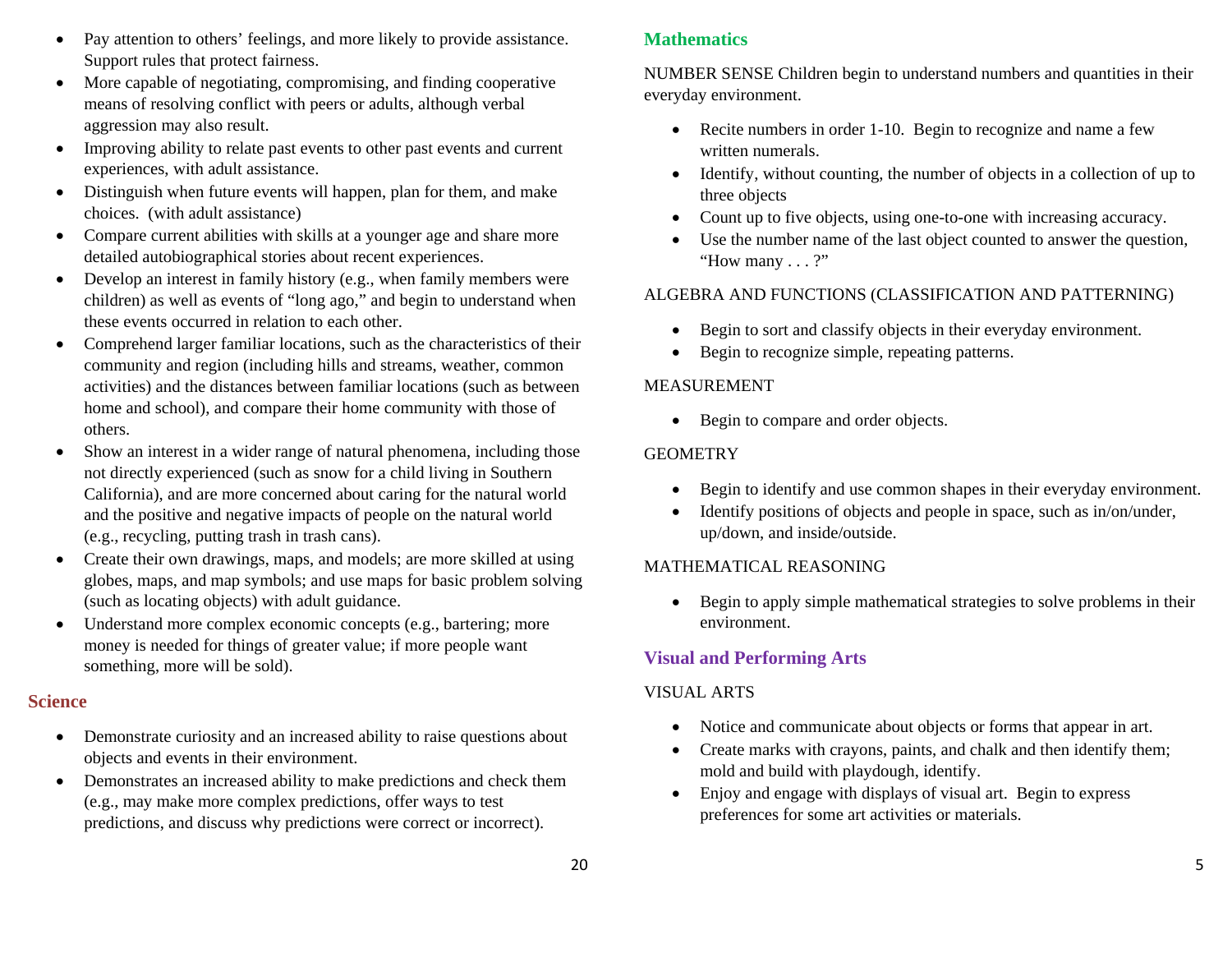- Pay attention to others' feelings, and more likely to provide assistance. Support rules that protect fairness.
- More capable of negotiating, compromising, and finding cooperative means of resolving conflict with peers or adults, although verbal aggression may also result.
- Improving ability to relate past events to other past events and current experiences, with adult assistance.
- Distinguish when future events will happen, plan for them, and make choices. (with adult assistance)
- Compare current abilities with skills at a younger age and share more detailed autobiographical stories about recent experiences.
- Develop an interest in family history (e.g., when family members were children) as well as events of "long ago," and begin to understand when these events occurred in relation to each other.
- Comprehend larger familiar locations, such as the characteristics of their community and region (including hills and streams, weather, common activities) and the distances between familiar locations (such as between home and school), and compare their home community with those of others.
- Show an interest in a wider range of natural phenomena, including those not directly experienced (such as snow for a child living in Southern California), and are more concerned about caring for the natural world and the positive and negative impacts of people on the natural world (e.g., recycling, putting trash in trash cans).
- Create their own drawings, maps, and models; are more skilled at using globes, maps, and map symbols; and use maps for basic problem solving (such as locating objects) with adult guidance.
- Understand more complex economic concepts (e.g., bartering; more money is needed for things of greater value; if more people want something, more will be sold).

## Science

- Demonstrate curiosity and an increased ability to raise questions about objects and events in their environment.
- Demonstrates an increased ability to make predictions and check them (e.g., may make more complex predictions, offer ways to test predictions, and discuss why predictions were correct or incorrect).

## Mathematics

NUMBER SENSE Children begin to understand numbers and quantities in their everyday environment.

- Recite numbers in order 1-10. Begin to recognize and name a few written numerals.
- Identify, without counting, the number of objects in a collection of up to three objects
- Count up to five objects, using one-to-one with increasing accuracy.
- Use the number name of the last object counted to answer the question, "How many . . . ?"

ALGEBRA AND FUNCTIONS (CLASSIFICATION AND PATTERNING)

- Begin to sort and classify objects in their everyday environment.
- Begin to recognize simple, repeating patterns.

MEASUREMENT

- Begin to compare and order objects.

GEOMETRY

- Begin to identify and use common shapes in their everyday environment.
- Identify positions of objects and people in space, such as in/on/under, up/down, and inside/outside.

MATHEMATICAL REASONING

- Begin to apply simple mathematical strategies to solve problems in their environment.

## Visual and Performing Arts

VISUAL ARTS

- Notice and communicate about objects or forms that appear in art.
- Create marks with crayons, paints, and chalk and then identify them; mold and build with playdough, identify.
- Enjoy and engage with displays of visual art. Begin to express preferences for some art activities or materials.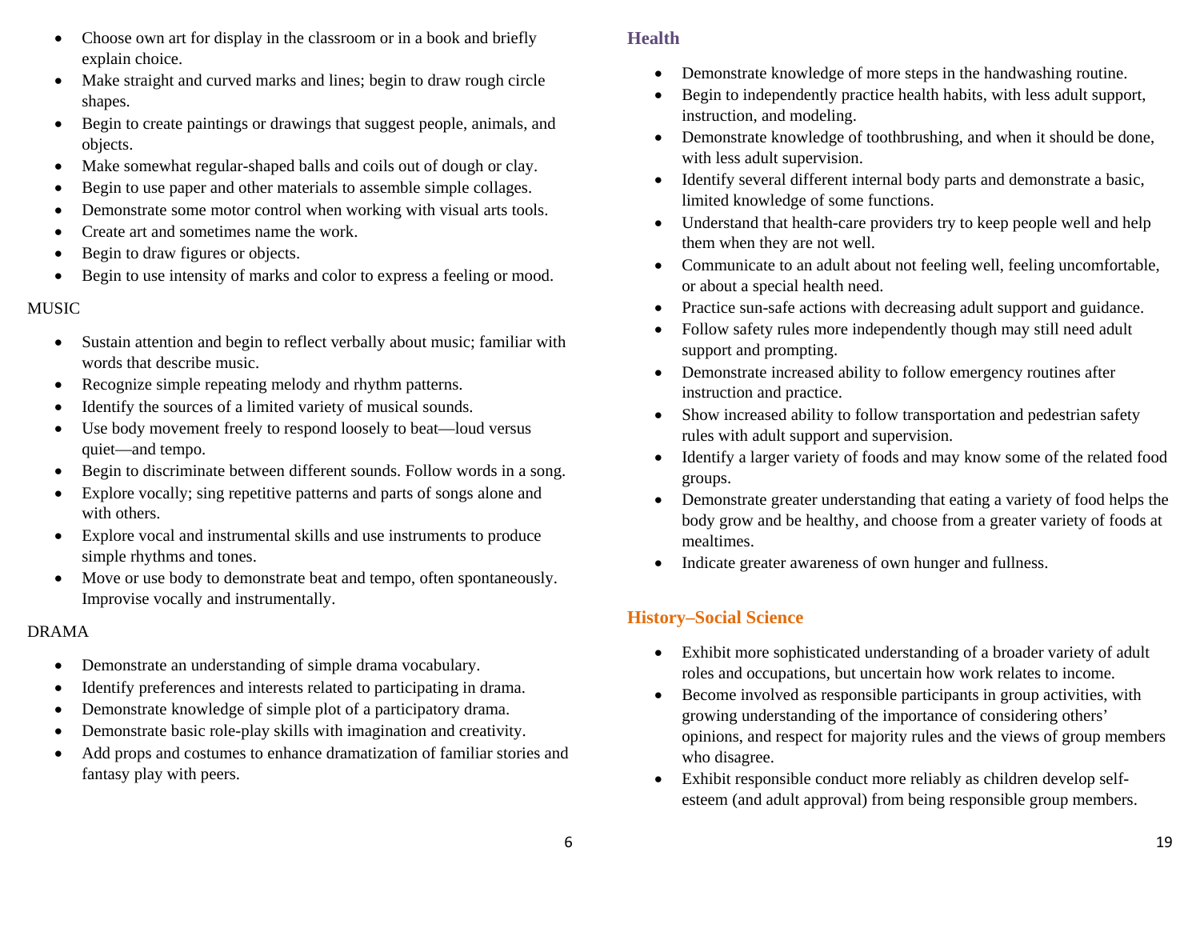- Choose own art for display in the classroom or in a book and briefly explain choice.
- Make straight and curved marks and lines; begin to draw rough circle shapes.
- Begin to create paintings or drawings that suggest people, animals, and objects.
- Make somewhat regular-shaped balls and coils out of dough or clay.
- Begin to use paper and other materials to assemble simple collages.
- Demonstrate some motor control when working with visual arts tools.
- Create art and sometimes name the work.
- Begin to draw figures or objects.
- Begin to use intensity of marks and color to express a feeling or mood.

MUSIC

- Sustain attention and begin to reflect verbally about music; familiar with words that describe music.
- Recognize simple repeating melody and rhythm patterns.
- Identify the sources of a limited variety of musical sounds.
- Use body movement freely to respond loosely to beat—loud versus quiet—and tempo.
- Begin to discriminate between different sounds. Follow words in a song.
- Explore vocally; sing repetitive patterns and parts of songs alone and with others.
- Explore vocal and instrumental skills and use instruments to produce simple rhythms and tones.
- Move or use body to demonstrate beat and tempo, often spontaneously. Improvise vocally and instrumentally.

DRAMA

- Demonstrate an understanding of simple drama vocabulary.
- Identify preferences and interests related to participating in drama.
- Demonstrate knowledge of simple plot of a participatory drama.
- Demonstrate basic role-play skills with imagination and creativity.
- Add props and costumes to enhance dramatization of familiar stories and fantasy play with peers.

## Health

- Demonstrate knowledge of more steps in the handwashing routine.
- Begin to independently practice health habits, with less adult support, instruction, and modeling.
- Demonstrate knowledge of toothbrushing, and when it should be done, with less adult supervision.
- Identify several different internal body parts and demonstrate a basic, limited knowledge of some functions.
- Understand that health-care providers try to keep people well and help them when they are not well.
- Communicate to an adult about not feeling well, feeling uncomfortable, or about a special health need.
- Practice sun-safe actions with decreasing adult support and guidance.
- Follow safety rules more independently though may still need adult support and prompting.
- Demonstrate increased ability to follow emergency routines after instruction and practice.
- Show increased ability to follow transportation and pedestrian safety rules with adult support and supervision.
- Identify a larger variety of foods and may know some of the related food groups.
- Demonstrate greater understanding that eating a variety of food helps the body grow and be healthy, and choose from a greater variety of foods at mealtimes.
- Indicate greater awareness of own hunger and fullness.

## History–Social Science

- Exhibit more sophisticated understanding of a broader variety of adult roles and occupations, but uncertain how work relates to income.
- Become involved as responsible participants in group activities, with growing understanding of the importance of considering others' opinions, and respect for majority rules and the views of group members who disagree.
- Exhibit responsible conduct more reliably as children develop self-esteem (and adult approval) from being responsible group members.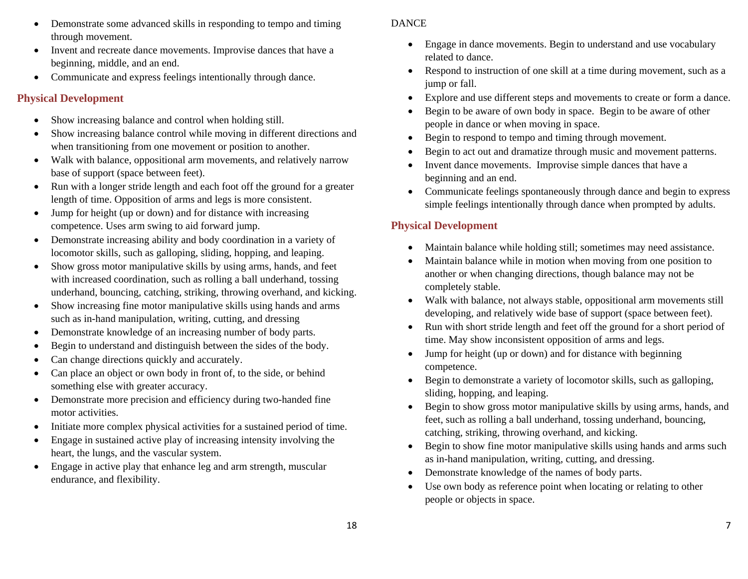- Demonstrate some advanced skills in responding to tempo and timing through movement.
- Invent and recreate dance movements. Improvise dances that have a beginning, middle, and an end.
- Communicate and express feelings intentionally through dance.

## Physical Development

- Show increasing balance and control when holding still.
- Show increasing balance control while moving in different directions and when transitioning from one movement or position to another.
- Walk with balance, oppositional arm movements, and relatively narrow base of support (space between feet).
- Run with a longer stride length and each foot off the ground for a greater length of time. Opposition of arms and legs is more consistent.
- Jump for height (up or down) and for distance with increasing competence. Uses arm swing to aid forward jump.
- Demonstrate increasing ability and body coordination in a variety of locomotor skills, such as galloping, sliding, hopping, and leaping.
- Show gross motor manipulative skills by using arms, hands, and feet with increased coordination, such as rolling a ball underhand, tossing underhand, bouncing, catching, striking, throwing overhand, and kicking.
- Show increasing fine motor manipulative skills using hands and arms such as in-hand manipulation, writing, cutting, and dressing
- Demonstrate knowledge of an increasing number of body parts.
- Begin to understand and distinguish between the sides of the body.
- Can change directions quickly and accurately.
- Can place an object or own body in front of, to the side, or behind something else with greater accuracy.
- Demonstrate more precision and efficiency during two-handed fine motor activities.
- Initiate more complex physical activities for a sustained period of time.
- Engage in sustained active play of increasing intensity involving the heart, the lungs, and the vascular system.
- Engage in active play that enhance leg and arm strength, muscular endurance, and flexibility.

DANCE

- Engage in dance movements. Begin to understand and use vocabulary related to dance.
- Respond to instruction of one skill at a time during movement, such as a jump or fall.
- Explore and use different steps and movements to create or form a dance.
- Begin to be aware of own body in space. Begin to be aware of other people in dance or when moving in space.
- Begin to respond to tempo and timing through movement.
- Begin to act out and dramatize through music and movement patterns.
- Invent dance movements. Improvise simple dances that have a beginning and an end.
- Communicate feelings spontaneously through dance and begin to express simple feelings intentionally through dance when prompted by adults.

## Physical Development

- Maintain balance while holding still; sometimes may need assistance.
- Maintain balance while in motion when moving from one position to another or when changing directions, though balance may not be completely stable.
- Walk with balance, not always stable, oppositional arm movements still developing, and relatively wide base of support (space between feet).
- Run with short stride length and feet off the ground for a short period of time. May show inconsistent opposition of arms and legs.
- Jump for height (up or down) and for distance with beginning competence.
- Begin to demonstrate a variety of locomotor skills, such as galloping, sliding, hopping, and leaping.
- Begin to show gross motor manipulative skills by using arms, hands, and feet, such as rolling a ball underhand, tossing underhand, bouncing, catching, striking, throwing overhand, and kicking.
- Begin to show fine motor manipulative skills using hands and arms such as in-hand manipulation, writing, cutting, and dressing.
- Demonstrate knowledge of the names of body parts.
- Use own body as reference point when locating or relating to other people or objects in space.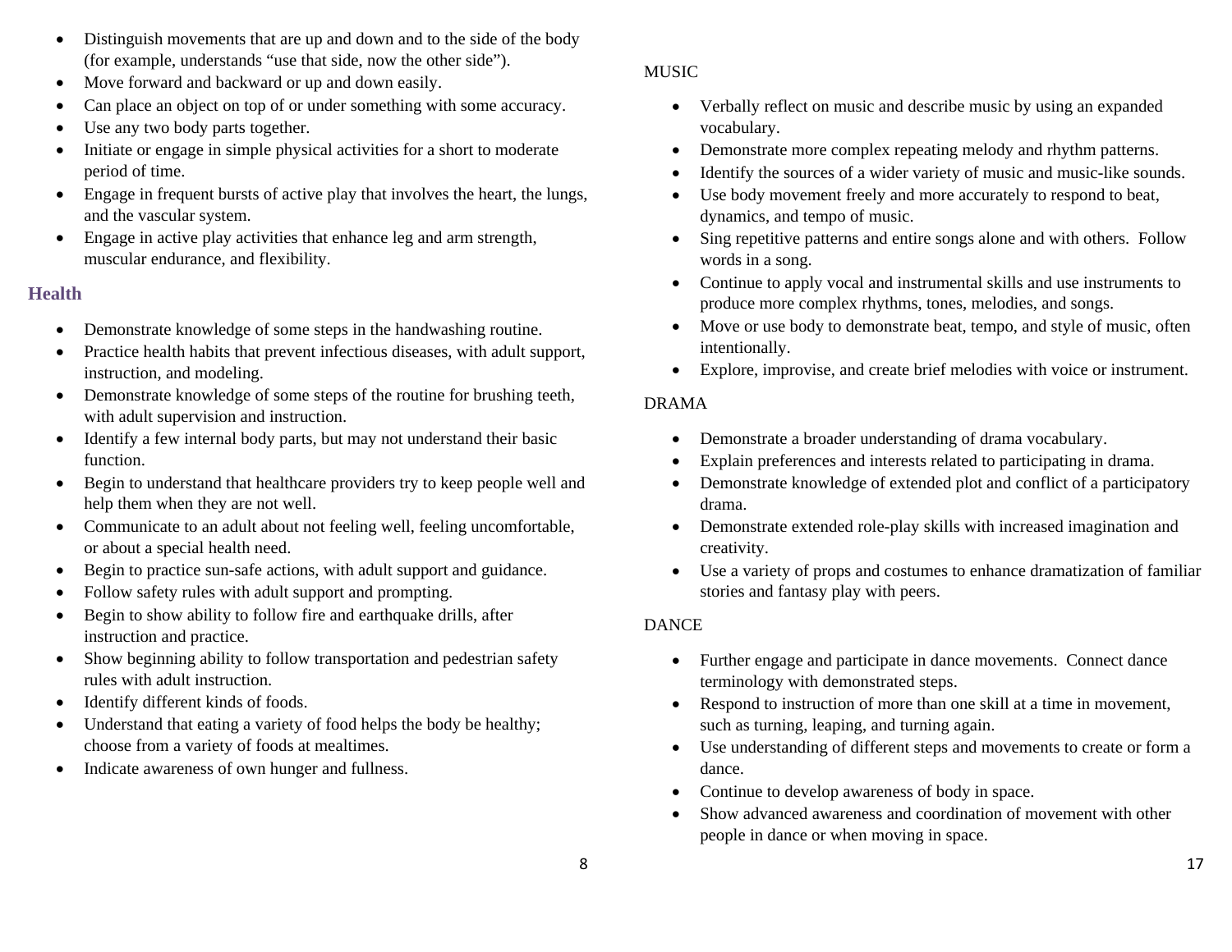- Distinguish movements that are up and down and to the side of the body (for example, understands "use that side, now the other side").
- Move forward and backward or up and down easily.
- Can place an object on top of or under something with some accuracy.
- Use any two body parts together.
- Initiate or engage in simple physical activities for a short to moderate period of time.
- Engage in frequent bursts of active play that involves the heart, the lungs, and the vascular system.
- Engage in active play activities that enhance leg and arm strength, muscular endurance, and flexibility.

## Health

- Demonstrate knowledge of some steps in the handwashing routine.
- Practice health habits that prevent infectious diseases, with adult support, instruction, and modeling.
- Demonstrate knowledge of some steps of the routine for brushing teeth, with adult supervision and instruction.
- Identify a few internal body parts, but may not understand their basic function.
- Begin to understand that healthcare providers try to keep people well and help them when they are not well.
- Communicate to an adult about not feeling well, feeling uncomfortable, or about a special health need.
- Begin to practice sun-safe actions, with adult support and guidance.
- Follow safety rules with adult support and prompting.
- Begin to show ability to follow fire and earthquake drills, after instruction and practice.
- Show beginning ability to follow transportation and pedestrian safety rules with adult instruction.
- Identify different kinds of foods.
- Understand that eating a variety of food helps the body be healthy; choose from a variety of foods at mealtimes.
- Indicate awareness of own hunger and fullness.

MUSIC

- Verbally reflect on music and describe music by using an expanded vocabulary.
- Demonstrate more complex repeating melody and rhythm patterns.
- Identify the sources of a wider variety of music and music-like sounds.
- Use body movement freely and more accurately to respond to beat, dynamics, and tempo of music.
- Sing repetitive patterns and entire songs alone and with others. Follow words in a song.
- Continue to apply vocal and instrumental skills and use instruments to produce more complex rhythms, tones, melodies, and songs.
- Move or use body to demonstrate beat, tempo, and style of music, often intentionally.
- Explore, improvise, and create brief melodies with voice or instrument.

DRAMA

- Demonstrate a broader understanding of drama vocabulary.
- Explain preferences and interests related to participating in drama.
- Demonstrate knowledge of extended plot and conflict of a participatory drama.
- Demonstrate extended role-play skills with increased imagination and creativity.
- Use a variety of props and costumes to enhance dramatization of familiar stories and fantasy play with peers.

DANCE

- Further engage and participate in dance movements. Connect dance terminology with demonstrated steps.
- Respond to instruction of more than one skill at a time in movement, such as turning, leaping, and turning again.
- Use understanding of different steps and movements to create or form a dance.
- Continue to develop awareness of body in space.
- Show advanced awareness and coordination of movement with other people in dance or when moving in space.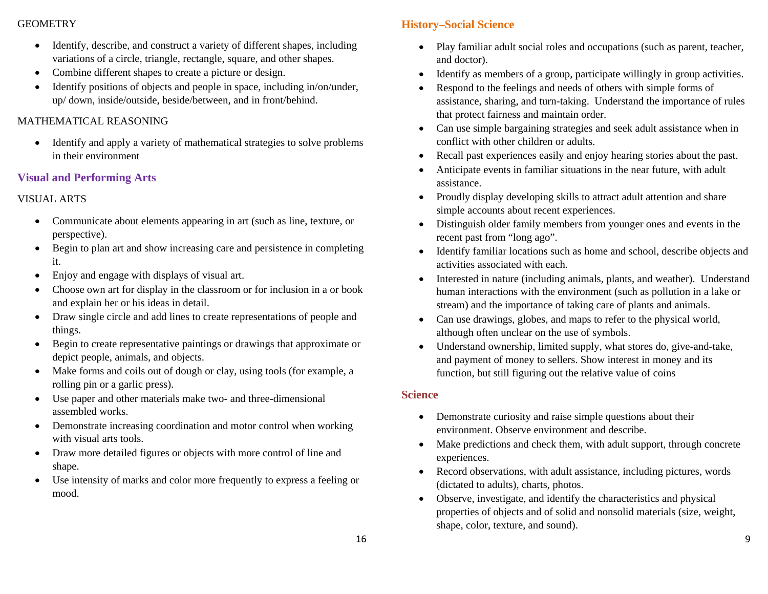GEOMETRY

- Identify, describe, and construct a variety of different shapes, including variations of a circle, triangle, rectangle, square, and other shapes.
- Combine different shapes to create a picture or design.
- Identify positions of objects and people in space, including in/on/under, up/ down, inside/outside, beside/between, and in front/behind.

MATHEMATICAL REASONING

- Identify and apply a variety of mathematical strategies to solve problems in their environment

## Visual and Performing Arts

VISUAL ARTS

- Communicate about elements appearing in art (such as line, texture, or perspective).
- Begin to plan art and show increasing care and persistence in completing it.
- Enjoy and engage with displays of visual art.
- Choose own art for display in the classroom or for inclusion in a or book and explain her or his ideas in detail.
- Draw single circle and add lines to create representations of people and things.
- Begin to create representative paintings or drawings that approximate or depict people, animals, and objects.
- Make forms and coils out of dough or clay, using tools (for example, a rolling pin or a garlic press).
- Use paper and other materials make two- and three-dimensional assembled works.
- Demonstrate increasing coordination and motor control when working with visual arts tools.
- Draw more detailed figures or objects with more control of line and shape.
- Use intensity of marks and color more frequently to express a feeling or mood.

## History–Social Science

- Play familiar adult social roles and occupations (such as parent, teacher, and doctor).
- Identify as members of a group, participate willingly in group activities.
- Respond to the feelings and needs of others with simple forms of assistance, sharing, and turn-taking. Understand the importance of rules that protect fairness and maintain order.
- Can use simple bargaining strategies and seek adult assistance when in conflict with other children or adults.
- Recall past experiences easily and enjoy hearing stories about the past.
- Anticipate events in familiar situations in the near future, with adult assistance.
- Proudly display developing skills to attract adult attention and share simple accounts about recent experiences.
- Distinguish older family members from younger ones and events in the recent past from “long ago”.
- Identify familiar locations such as home and school, describe objects and activities associated with each.
- Interested in nature (including animals, plants, and weather). Understand human interactions with the environment (such as pollution in a lake or stream) and the importance of taking care of plants and animals.
- Can use drawings, globes, and maps to refer to the physical world, although often unclear on the use of symbols.
- Understand ownership, limited supply, what stores do, give-and-take, and payment of money to sellers. Show interest in money and its function, but still figuring out the relative value of coins

## Science

- Demonstrate curiosity and raise simple questions about their environment. Observe environment and describe.
- Make predictions and check them, with adult support, through concrete experiences.
- Record observations, with adult assistance, including pictures, words (dictated to adults), charts, photos.
- Observe, investigate, and identify the characteristics and physical properties of objects and of solid and nonsolid materials (size, weight, shape, color, texture, and sound).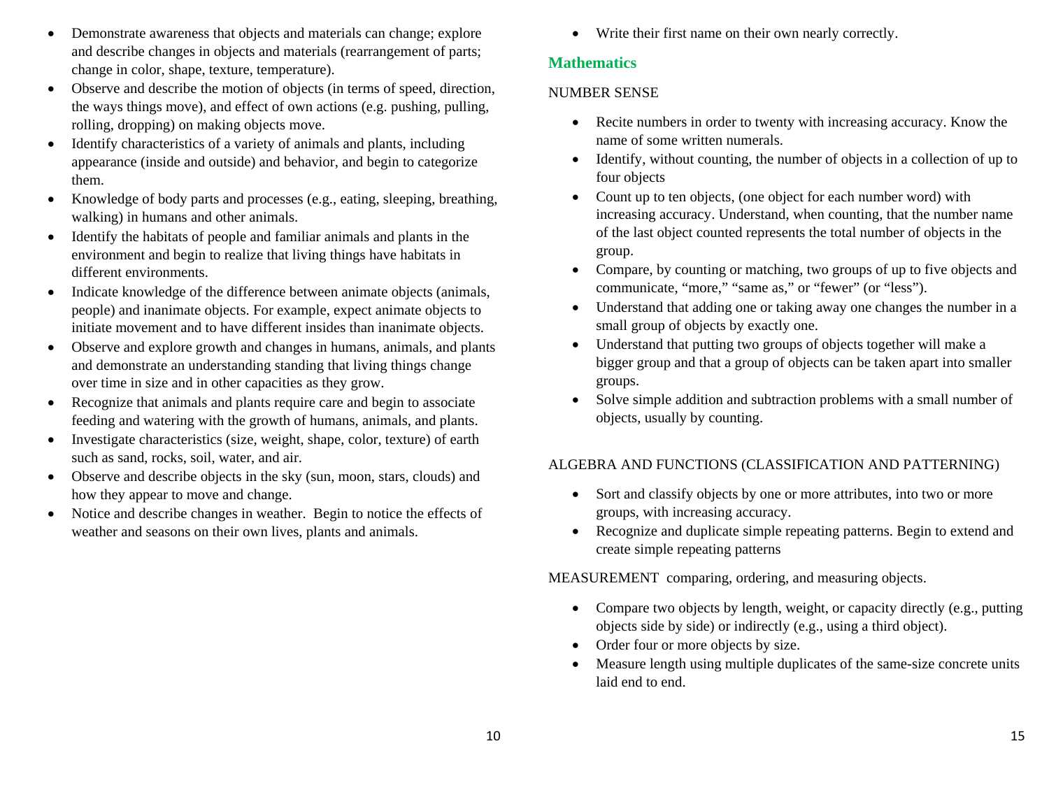- Demonstrate awareness that objects and materials can change; explore and describe changes in objects and materials (rearrangement of parts; change in color, shape, texture, temperature).
- Observe and describe the motion of objects (in terms of speed, direction, the ways things move), and effect of own actions (e.g. pushing, pulling, rolling, dropping) on making objects move.
- Identify characteristics of a variety of animals and plants, including appearance (inside and outside) and behavior, and begin to categorize them.
- Knowledge of body parts and processes (e.g., eating, sleeping, breathing, walking) in humans and other animals.
- Identify the habitats of people and familiar animals and plants in the environment and begin to realize that living things have habitats in different environments.
- Indicate knowledge of the difference between animate objects (animals, people) and inanimate objects. For example, expect animate objects to initiate movement and to have different insides than inanimate objects.
- Observe and explore growth and changes in humans, animals, and plants and demonstrate an understanding standing that living things change over time in size and in other capacities as they grow.
- Recognize that animals and plants require care and begin to associate feeding and watering with the growth of humans, animals, and plants.
- Investigate characteristics (size, weight, shape, color, texture) of earth such as sand, rocks, soil, water, and air.
- Observe and describe objects in the sky (sun, moon, stars, clouds) and how they appear to move and change.
- Notice and describe changes in weather. Begin to notice the effects of weather and seasons on their own lives, plants and animals.

- Write their first name on their own nearly correctly.

## Mathematics

NUMBER SENSE

- Recite numbers in order to twenty with increasing accuracy. Know the name of some written numerals.
- Identify, without counting, the number of objects in a collection of up to four objects
- Count up to ten objects, (one object for each number word) with increasing accuracy. Understand, when counting, that the number name of the last object counted represents the total number of objects in the group.
- Compare, by counting or matching, two groups of up to five objects and communicate, "more," "same as," or "fewer" (or "less").
- Understand that adding one or taking away one changes the number in a small group of objects by exactly one.
- Understand that putting two groups of objects together will make a bigger group and that a group of objects can be taken apart into smaller groups.
- Solve simple addition and subtraction problems with a small number of objects, usually by counting.

ALGEBRA AND FUNCTIONS (CLASSIFICATION AND PATTERNING)

- Sort and classify objects by one or more attributes, into two or more groups, with increasing accuracy.
- Recognize and duplicate simple repeating patterns. Begin to extend and create simple repeating patterns

MEASUREMENT comparing, ordering, and measuring objects.

- Compare two objects by length, weight, or capacity directly (e.g., putting objects side by side) or indirectly (e.g., using a third object).
- Order four or more objects by size.
- Measure length using multiple duplicates of the same-size concrete units laid end to end.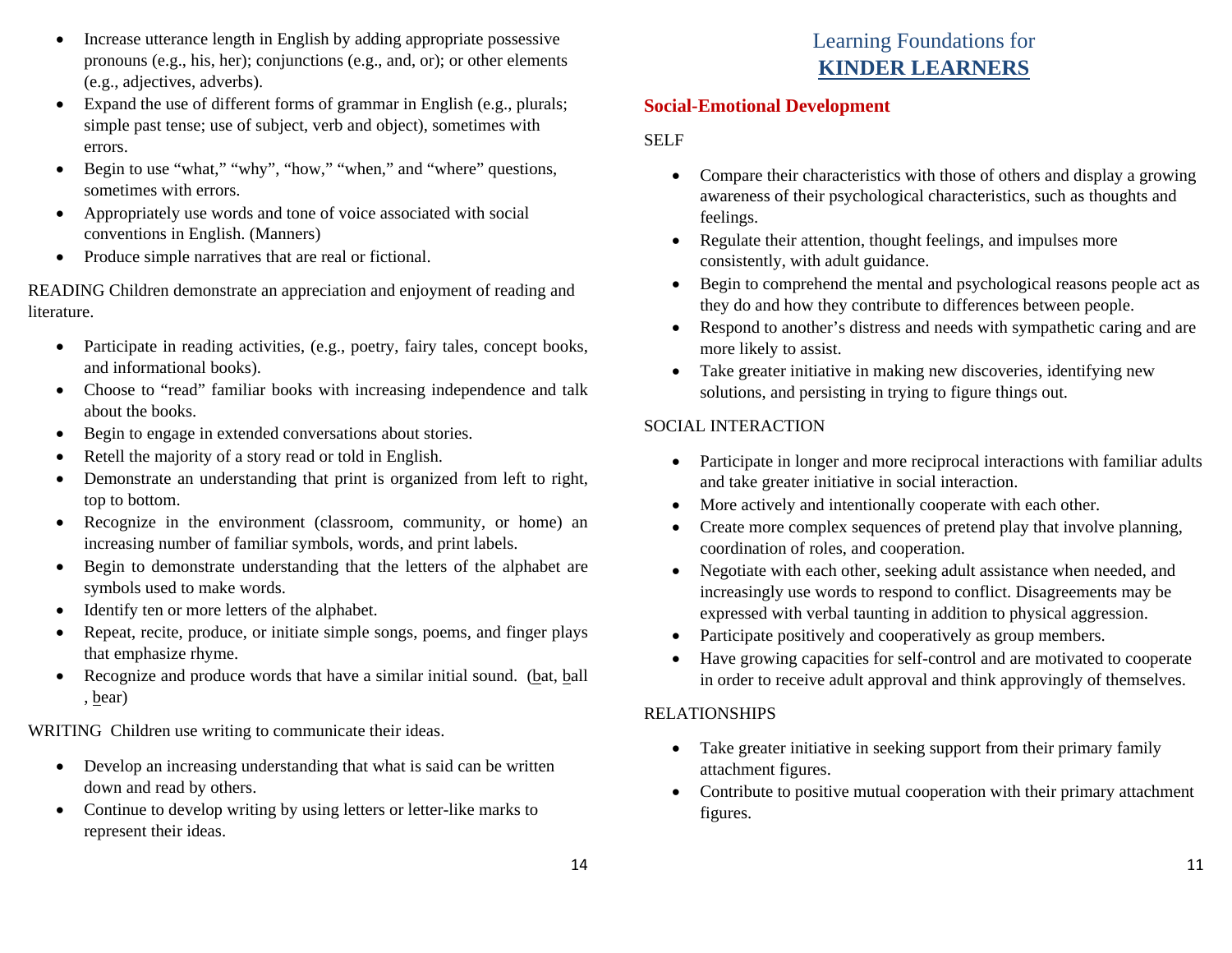- Increase utterance length in English by adding appropriate possessive pronouns (e.g., his, her); conjunctions (e.g., and, or); or other elements (e.g., adjectives, adverbs).
- Expand the use of different forms of grammar in English (e.g., plurals; simple past tense; use of subject, verb and object), sometimes with errors.
- Begin to use "what," "why", "how," "when," and "where" questions, sometimes with errors.
- Appropriately use words and tone of voice associated with social conventions in English. (Manners)
- Produce simple narratives that are real or fictional.

READING Children demonstrate an appreciation and enjoyment of reading and literature.

- Participate in reading activities, (e.g., poetry, fairy tales, concept books, and informational books).
- Choose to "read" familiar books with increasing independence and talk about the books.
- Begin to engage in extended conversations about stories.
- Retell the majority of a story read or told in English.
- Demonstrate an understanding that print is organized from left to right, top to bottom.
- Recognize in the environment (classroom, community, or home) an increasing number of familiar symbols, words, and print labels.
- Begin to demonstrate understanding that the letters of the alphabet are symbols used to make words.
- Identify ten or more letters of the alphabet.
- Repeat, recite, produce, or initiate simple songs, poems, and finger plays that emphasize rhyme.
- Recognize and produce words that have a similar initial sound. (<u>b</u>at, <u>b</u>all , <u>b</u>ear)

WRITING Children use writing to communicate their ideas.

- Develop an increasing understanding that what is said can be written down and read by others.
- Continue to develop writing by using letters or letter-like marks to represent their ideas.

# Learning Foundations for **KINDER LEARNERS**

## Social-Emotional Development

SELF

- Compare their characteristics with those of others and display a growing awareness of their psychological characteristics, such as thoughts and feelings.
- Regulate their attention, thought feelings, and impulses more consistently, with adult guidance.
- Begin to comprehend the mental and psychological reasons people act as they do and how they contribute to differences between people.
- Respond to another's distress and needs with sympathetic caring and are more likely to assist.
- Take greater initiative in making new discoveries, identifying new solutions, and persisting in trying to figure things out.

SOCIAL INTERACTION

- Participate in longer and more reciprocal interactions with familiar adults and take greater initiative in social interaction.
- More actively and intentionally cooperate with each other.
- Create more complex sequences of pretend play that involve planning, coordination of roles, and cooperation.
- Negotiate with each other, seeking adult assistance when needed, and increasingly use words to respond to conflict. Disagreements may be expressed with verbal taunting in addition to physical aggression.
- Participate positively and cooperatively as group members.
- Have growing capacities for self-control and are motivated to cooperate in order to receive adult approval and think approvingly of themselves.

RELATIONSHIPS

- Take greater initiative in seeking support from their primary family attachment figures.
- Contribute to positive mutual cooperation with their primary attachment figures.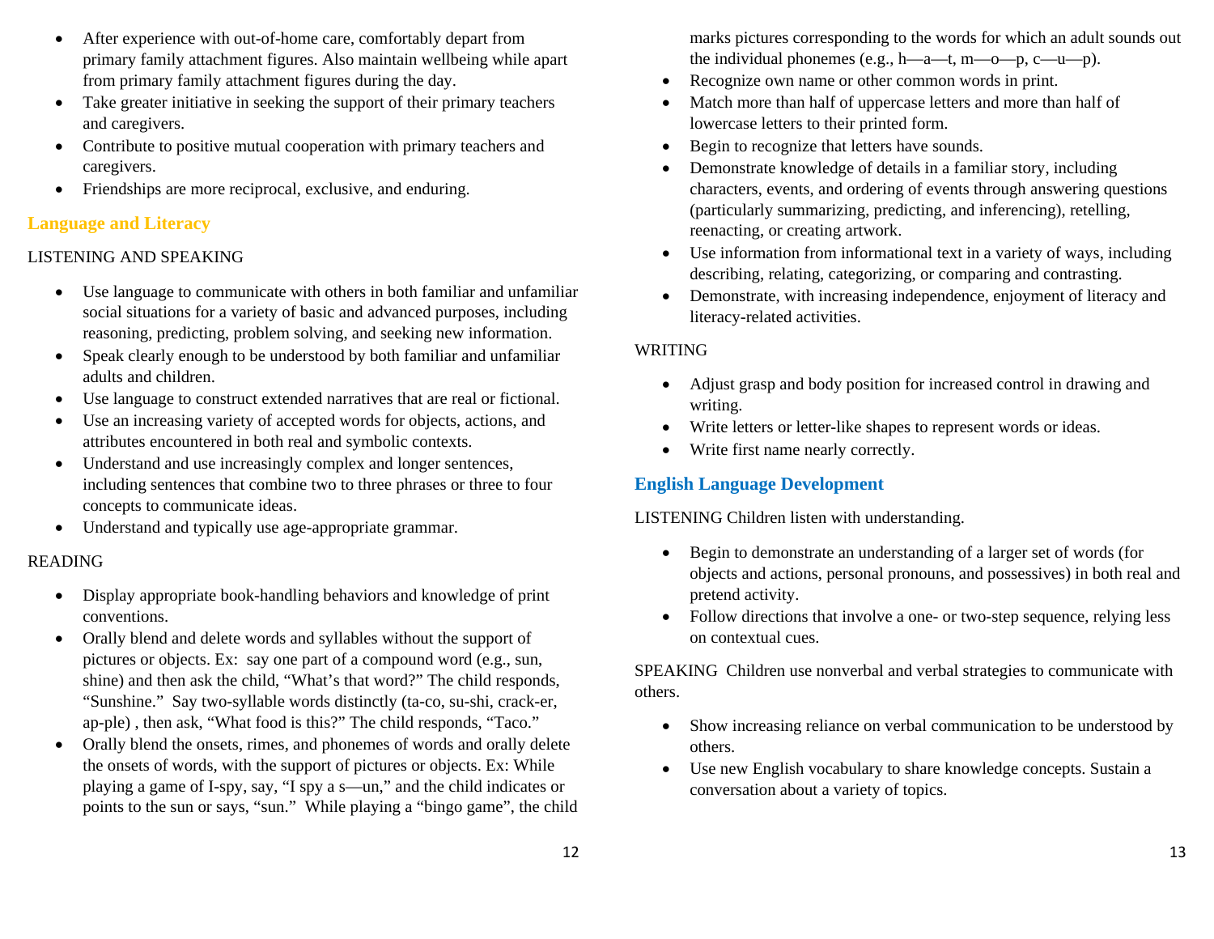- After experience with out-of-home care, comfortably depart from primary family attachment figures. Also maintain wellbeing while apart from primary family attachment figures during the day.
- Take greater initiative in seeking the support of their primary teachers and caregivers.
- Contribute to positive mutual cooperation with primary teachers and caregivers.
- Friendships are more reciprocal, exclusive, and enduring.

## Language and Literacy

LISTENING AND SPEAKING

- Use language to communicate with others in both familiar and unfamiliar social situations for a variety of basic and advanced purposes, including reasoning, predicting, problem solving, and seeking new information.
- Speak clearly enough to be understood by both familiar and unfamiliar adults and children.
- Use language to construct extended narratives that are real or fictional.
- Use an increasing variety of accepted words for objects, actions, and attributes encountered in both real and symbolic contexts.
- Understand and use increasingly complex and longer sentences, including sentences that combine two to three phrases or three to four concepts to communicate ideas.
- Understand and typically use age-appropriate grammar.

READING

- Display appropriate book-handling behaviors and knowledge of print conventions.
- Orally blend and delete words and syllables without the support of pictures or objects. Ex: say one part of a compound word (e.g., sun, shine) and then ask the child, "What's that word?" The child responds, "Sunshine." Say two-syllable words distinctly (ta-co, su-shi, crack-er, ap-ple) , then ask, "What food is this?" The child responds, "Taco."
- Orally blend the onsets, rimes, and phonemes of words and orally delete the onsets of words, with the support of pictures or objects. Ex: While playing a game of I-spy, say, "I spy a s—un," and the child indicates or points to the sun or says, "sun." While playing a "bingo game", the child marks pictures corresponding to the words for which an adult sounds out the individual phonemes (e.g., h—a—t, m—o—p, c—u—p).
- Recognize own name or other common words in print.
- Match more than half of uppercase letters and more than half of lowercase letters to their printed form.
- Begin to recognize that letters have sounds.
- Demonstrate knowledge of details in a familiar story, including characters, events, and ordering of events through answering questions (particularly summarizing, predicting, and inferencing), retelling, reenacting, or creating artwork.
- Use information from informational text in a variety of ways, including describing, relating, categorizing, or comparing and contrasting.
- Demonstrate, with increasing independence, enjoyment of literacy and literacy-related activities.

WRITING

- Adjust grasp and body position for increased control in drawing and writing.
- Write letters or letter-like shapes to represent words or ideas.
- Write first name nearly correctly.

## English Language Development

LISTENING Children listen with understanding.

- Begin to demonstrate an understanding of a larger set of words (for objects and actions, personal pronouns, and possessives) in both real and pretend activity.
- Follow directions that involve a one- or two-step sequence, relying less on contextual cues.

SPEAKING Children use nonverbal and verbal strategies to communicate with others.

- Show increasing reliance on verbal communication to be understood by others.
- Use new English vocabulary to share knowledge concepts. Sustain a conversation about a variety of topics.